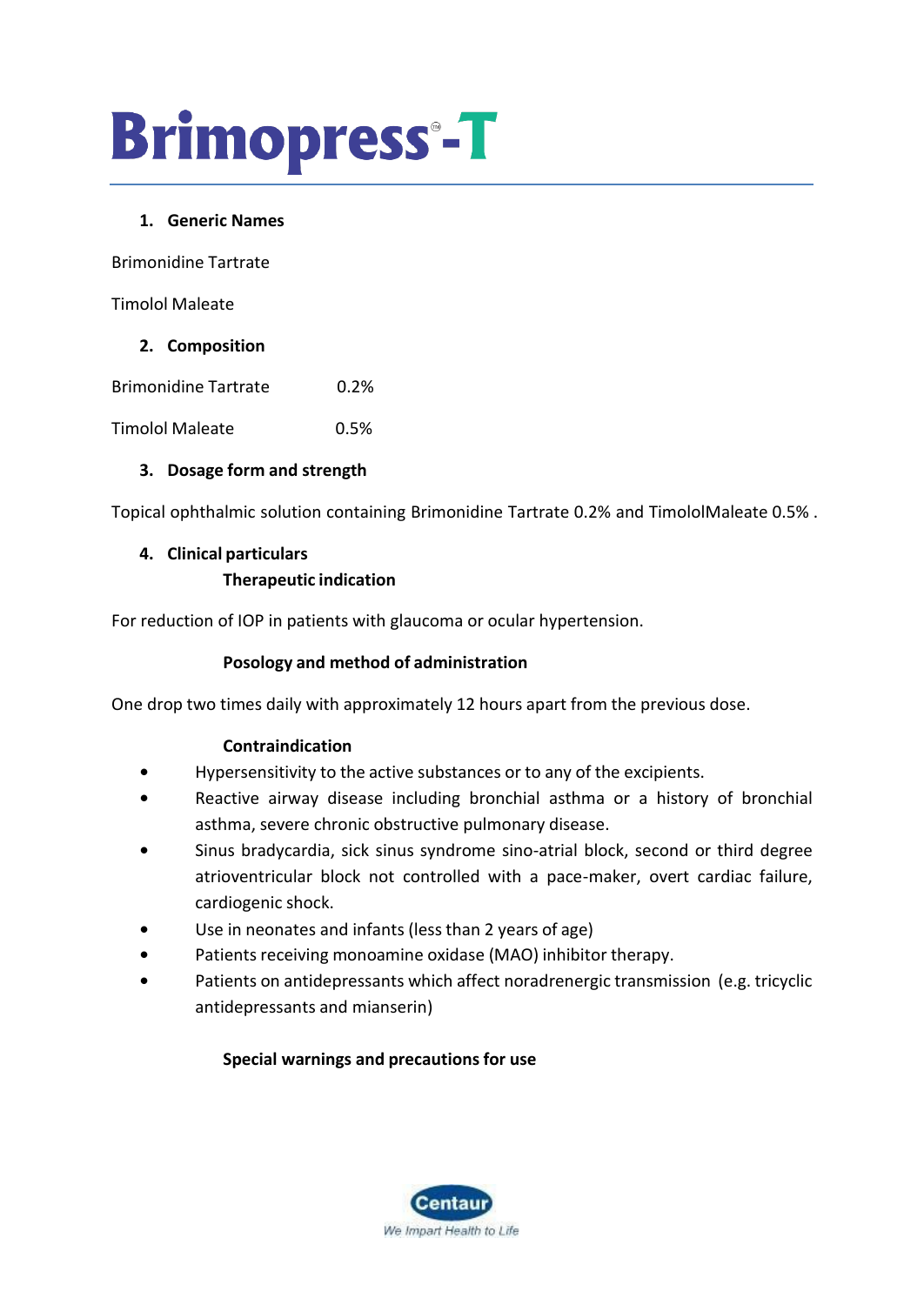# Brimopress®-T

## 1. Generic Names

Brimonidine Tartrate

Timolol Maleate

## 2. Composition

| | |
|---|---|
| Brimonidine Tartrate | 0.2% |
| Timolol Maleate | 0.5% |

## 3. Dosage form and strength

Topical ophthalmic solution containing Brimonidine Tartrate 0.2% and TimololMaleate 0.5% .

## 4. Clinical particulars

### Therapeutic indication

For reduction of IOP in patients with glaucoma or ocular hypertension.

### Posology and method of administration

One drop two times daily with approximately 12 hours apart from the previous dose.

### Contraindication

- Hypersensitivity to the active substances or to any of the excipients.
- Reactive airway disease including bronchial asthma or a history of bronchial asthma, severe chronic obstructive pulmonary disease.
- Sinus bradycardia, sick sinus syndrome sino-atrial block, second or third degree atrioventricular block not controlled with a pace-maker, overt cardiac failure, cardiogenic shock.
- Use in neonates and infants (less than 2 years of age)
- Patients receiving monoamine oxidase (MAO) inhibitor therapy.
- Patients on antidepressants which affect noradrenergic transmission (e.g. tricyclic antidepressants and mianserin)

### Special warnings and precautions for use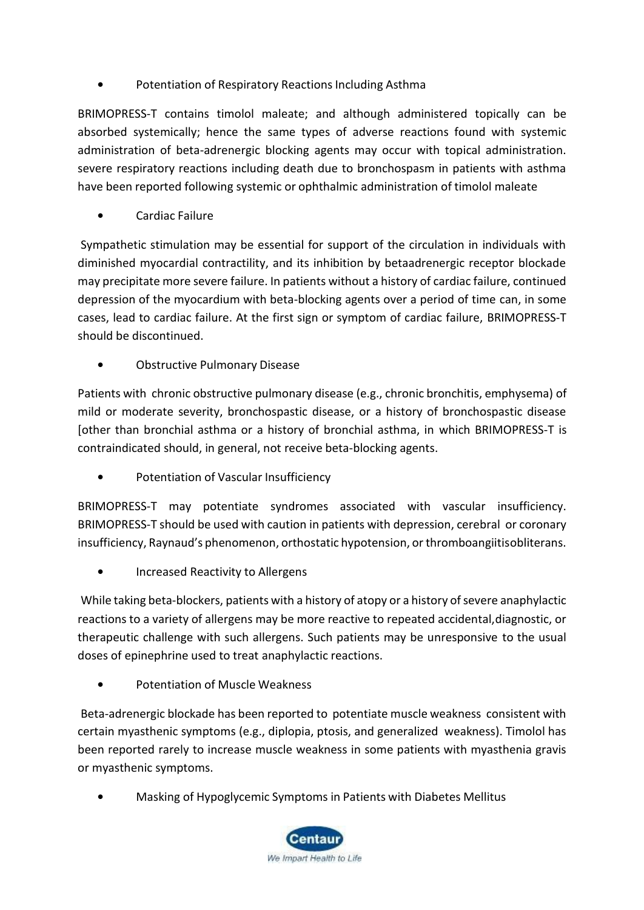- Potentiation of Respiratory Reactions Including Asthma

BRIMOPRESS-T contains timolol maleate; and although administered topically can be absorbed systemically; hence the same types of adverse reactions found with systemic administration of beta-adrenergic blocking agents may occur with topical administration. severe respiratory reactions including death due to bronchospasm in patients with asthma have been reported following systemic or ophthalmic administration of timolol maleate

- Cardiac Failure

Sympathetic stimulation may be essential for support of the circulation in individuals with diminished myocardial contractility, and its inhibition by betaadrenergic receptor blockade may precipitate more severe failure. In patients without a history of cardiac failure, continued depression of the myocardium with beta-blocking agents over a period of time can, in some cases, lead to cardiac failure. At the first sign or symptom of cardiac failure, BRIMOPRESS-T should be discontinued.

- Obstructive Pulmonary Disease

Patients with chronic obstructive pulmonary disease (e.g., chronic bronchitis, emphysema) of mild or moderate severity, bronchospastic disease, or a history of bronchospastic disease [other than bronchial asthma or a history of bronchial asthma, in which BRIMOPRESS-T is contraindicated should, in general, not receive beta-blocking agents.

- Potentiation of Vascular Insufficiency

BRIMOPRESS-T may potentiate syndromes associated with vascular insufficiency. BRIMOPRESS-T should be used with caution in patients with depression, cerebral or coronary insufficiency, Raynaud's phenomenon, orthostatic hypotension, or thromboangiitisobliterans.

- Increased Reactivity to Allergens

While taking beta-blockers, patients with a history of atopy or a history of severe anaphylactic reactions to a variety of allergens may be more reactive to repeated accidental,diagnostic, or therapeutic challenge with such allergens. Such patients may be unresponsive to the usual doses of epinephrine used to treat anaphylactic reactions.

- Potentiation of Muscle Weakness

Beta-adrenergic blockade has been reported to potentiate muscle weakness consistent with certain myasthenic symptoms (e.g., diplopia, ptosis, and generalized weakness). Timolol has been reported rarely to increase muscle weakness in some patients with myasthenia gravis or myasthenic symptoms.

- Masking of Hypoglycemic Symptoms in Patients with Diabetes Mellitus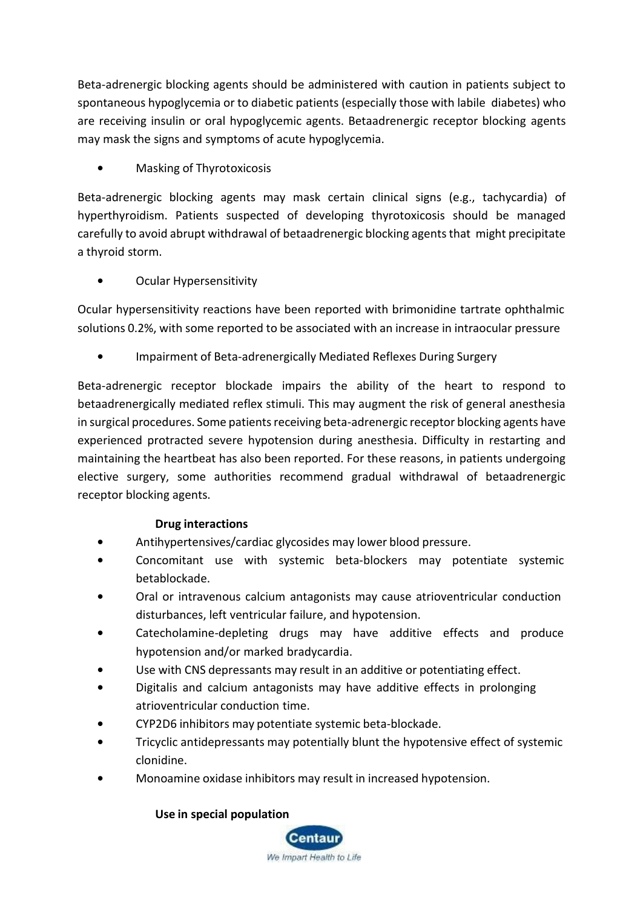Beta-adrenergic blocking agents should be administered with caution in patients subject to spontaneous hypoglycemia or to diabetic patients (especially those with labile diabetes) who are receiving insulin or oral hypoglycemic agents. Betaadrenergic receptor blocking agents may mask the signs and symptoms of acute hypoglycemia.

- Masking of Thyrotoxicosis

Beta-adrenergic blocking agents may mask certain clinical signs (e.g., tachycardia) of hyperthyroidism. Patients suspected of developing thyrotoxicosis should be managed carefully to avoid abrupt withdrawal of betaadrenergic blocking agents that might precipitate a thyroid storm.

- Ocular Hypersensitivity

Ocular hypersensitivity reactions have been reported with brimonidine tartrate ophthalmic solutions 0.2%, with some reported to be associated with an increase in intraocular pressure

- Impairment of Beta-adrenergically Mediated Reflexes During Surgery

Beta-adrenergic receptor blockade impairs the ability of the heart to respond to betaadrenergically mediated reflex stimuli. This may augment the risk of general anesthesia in surgical procedures. Some patients receiving beta-adrenergic receptor blocking agents have experienced protracted severe hypotension during anesthesia. Difficulty in restarting and maintaining the heartbeat has also been reported. For these reasons, in patients undergoing elective surgery, some authorities recommend gradual withdrawal of betaadrenergic receptor blocking agents.

**Drug interactions**

- Antihypertensives/cardiac glycosides may lower blood pressure.
- Concomitant use with systemic beta-blockers may potentiate systemic betablockade.
- Oral or intravenous calcium antagonists may cause atrioventricular conduction disturbances, left ventricular failure, and hypotension.
- Catecholamine-depleting drugs may have additive effects and produce hypotension and/or marked bradycardia.
- Use with CNS depressants may result in an additive or potentiating effect.
- Digitalis and calcium antagonists may have additive effects in prolonging atrioventricular conduction time.
- CYP2D6 inhibitors may potentiate systemic beta-blockade.
- Tricyclic antidepressants may potentially blunt the hypotensive effect of systemic clonidine.
- Monoamine oxidase inhibitors may result in increased hypotension.

**Use in special population**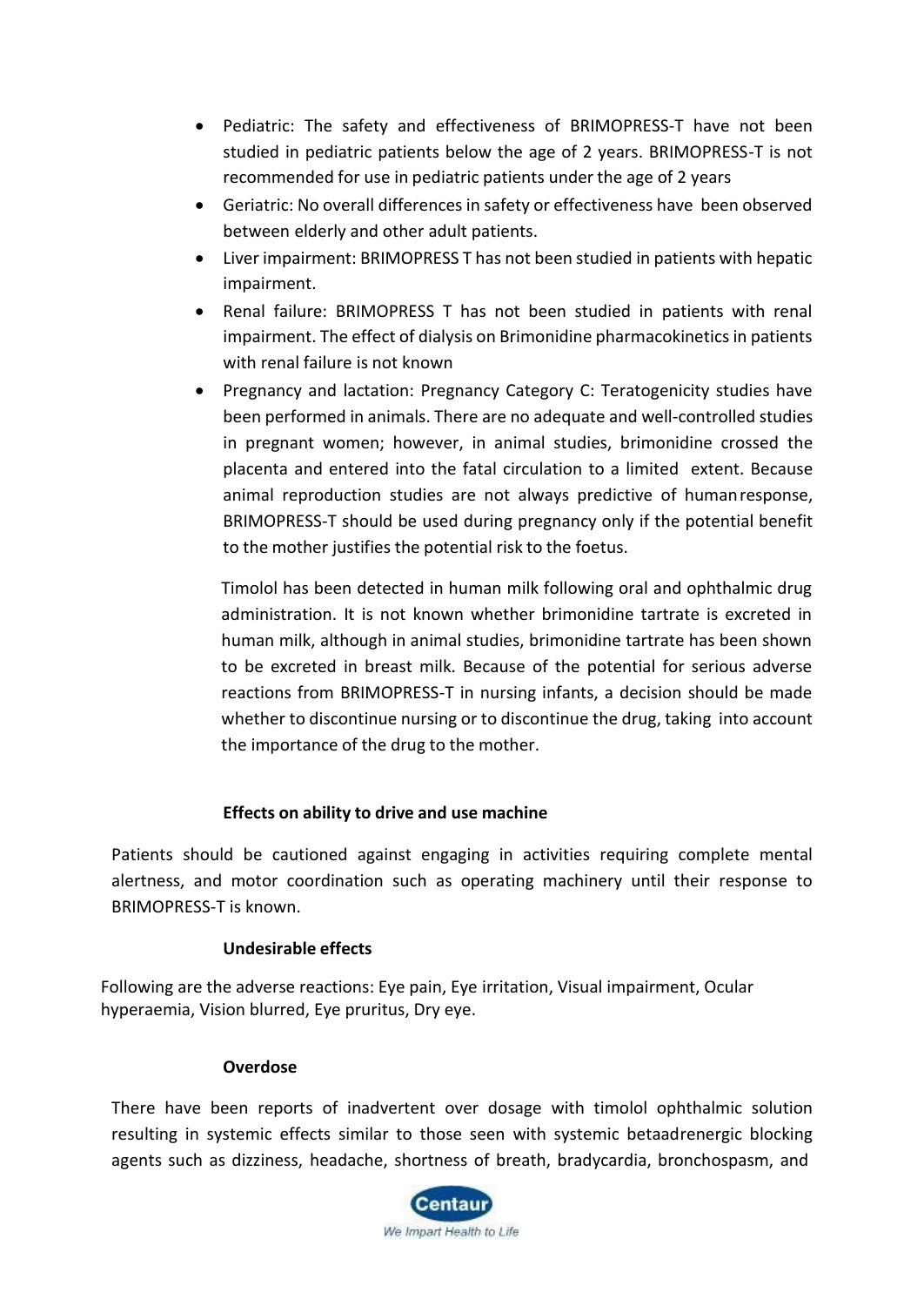- Pediatric: The safety and effectiveness of BRIMOPRESS-T have not been studied in pediatric patients below the age of 2 years. BRIMOPRESS-T is not recommended for use in pediatric patients under the age of 2 years
- Geriatric: No overall differences in safety or effectiveness have been observed between elderly and other adult patients.
- Liver impairment: BRIMOPRESS T has not been studied in patients with hepatic impairment.
- Renal failure: BRIMOPRESS T has not been studied in patients with renal impairment. The effect of dialysis on Brimonidine pharmacokinetics in patients with renal failure is not known
- Pregnancy and lactation: Pregnancy Category C: Teratogenicity studies have been performed in animals. There are no adequate and well-controlled studies in pregnant women; however, in animal studies, brimonidine crossed the placenta and entered into the fatal circulation to a limited extent. Because animal reproduction studies are not always predictive of human response, BRIMOPRESS-T should be used during pregnancy only if the potential benefit to the mother justifies the potential risk to the foetus.

  Timolol has been detected in human milk following oral and ophthalmic drug administration. It is not known whether brimonidine tartrate is excreted in human milk, although in animal studies, brimonidine tartrate has been shown to be excreted in breast milk. Because of the potential for serious adverse reactions from BRIMOPRESS-T in nursing infants, a decision should be made whether to discontinue nursing or to discontinue the drug, taking into account the importance of the drug to the mother.

**Effects on ability to drive and use machine**

Patients should be cautioned against engaging in activities requiring complete mental alertness, and motor coordination such as operating machinery until their response to BRIMOPRESS-T is known.

**Undesirable effects**

Following are the adverse reactions: Eye pain, Eye irritation, Visual impairment, Ocular hyperaemia, Vision blurred, Eye pruritus, Dry eye.

**Overdose**

There have been reports of inadvertent over dosage with timolol ophthalmic solution resulting in systemic effects similar to those seen with systemic betaadrenergic blocking agents such as dizziness, headache, shortness of breath, bradycardia, bronchospasm, and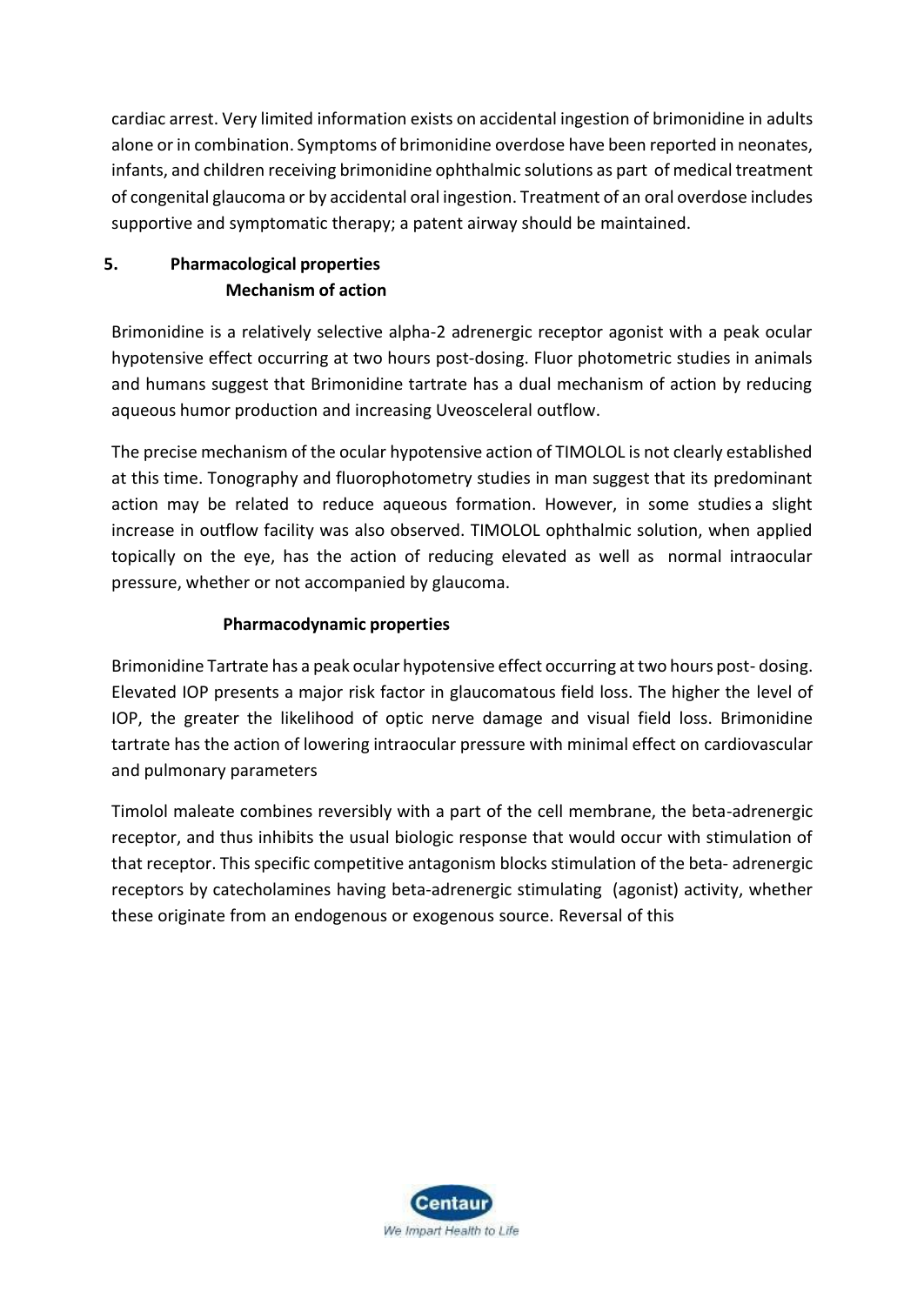cardiac arrest. Very limited information exists on accidental ingestion of brimonidine in adults alone or in combination. Symptoms of brimonidine overdose have been reported in neonates, infants, and children receiving brimonidine ophthalmic solutions as part of medical treatment of congenital glaucoma or by accidental oral ingestion. Treatment of an oral overdose includes supportive and symptomatic therapy; a patent airway should be maintained.

## 5. Pharmacological properties

### Mechanism of action

Brimonidine is a relatively selective alpha-2 adrenergic receptor agonist with a peak ocular hypotensive effect occurring at two hours post-dosing. Fluor photometric studies in animals and humans suggest that Brimonidine tartrate has a dual mechanism of action by reducing aqueous humor production and increasing Uveosceleral outflow.

The precise mechanism of the ocular hypotensive action of TIMOLOL is not clearly established at this time. Tonography and fluorophotometry studies in man suggest that its predominant action may be related to reduce aqueous formation. However, in some studies a slight increase in outflow facility was also observed. TIMOLOL ophthalmic solution, when applied topically on the eye, has the action of reducing elevated as well as normal intraocular pressure, whether or not accompanied by glaucoma.

### Pharmacodynamic properties

Brimonidine Tartrate has a peak ocular hypotensive effect occurring at two hours post- dosing. Elevated IOP presents a major risk factor in glaucomatous field loss. The higher the level of IOP, the greater the likelihood of optic nerve damage and visual field loss. Brimonidine tartrate has the action of lowering intraocular pressure with minimal effect on cardiovascular and pulmonary parameters

Timolol maleate combines reversibly with a part of the cell membrane, the beta-adrenergic receptor, and thus inhibits the usual biologic response that would occur with stimulation of that receptor. This specific competitive antagonism blocks stimulation of the beta- adrenergic receptors by catecholamines having beta-adrenergic stimulating (agonist) activity, whether these originate from an endogenous or exogenous source. Reversal of this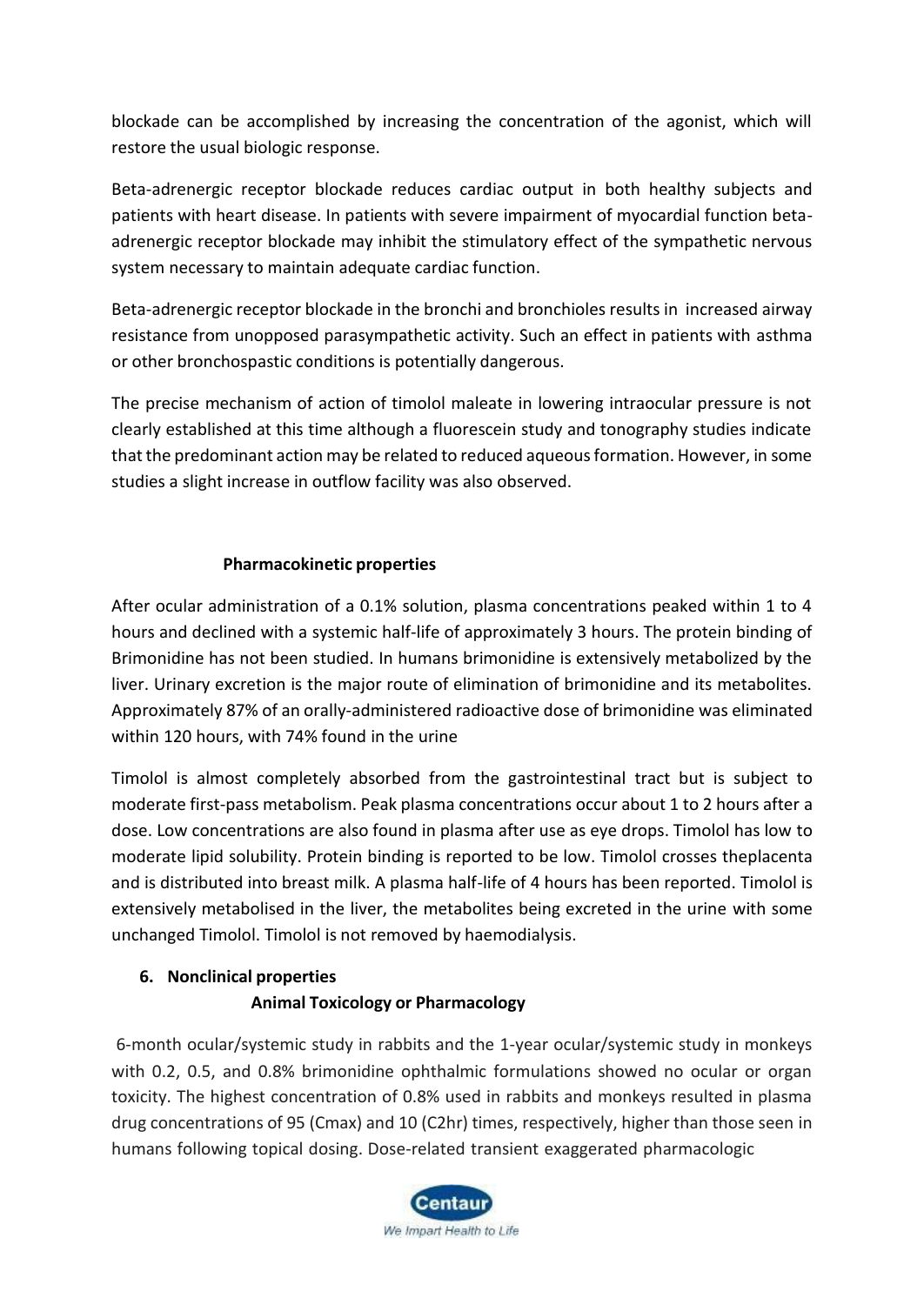blockade can be accomplished by increasing the concentration of the agonist, which will restore the usual biologic response.

Beta-adrenergic receptor blockade reduces cardiac output in both healthy subjects and patients with heart disease. In patients with severe impairment of myocardial function beta-adrenergic receptor blockade may inhibit the stimulatory effect of the sympathetic nervous system necessary to maintain adequate cardiac function.

Beta-adrenergic receptor blockade in the bronchi and bronchioles results in increased airway resistance from unopposed parasympathetic activity. Such an effect in patients with asthma or other bronchospastic conditions is potentially dangerous.

The precise mechanism of action of timolol maleate in lowering intraocular pressure is not clearly established at this time although a fluorescein study and tonography studies indicate that the predominant action may be related to reduced aqueous formation. However, in some studies a slight increase in outflow facility was also observed.

**Pharmacokinetic properties**

After ocular administration of a 0.1% solution, plasma concentrations peaked within 1 to 4 hours and declined with a systemic half-life of approximately 3 hours. The protein binding of Brimonidine has not been studied. In humans brimonidine is extensively metabolized by the liver. Urinary excretion is the major route of elimination of brimonidine and its metabolites. Approximately 87% of an orally-administered radioactive dose of brimonidine was eliminated within 120 hours, with 74% found in the urine

Timolol is almost completely absorbed from the gastrointestinal tract but is subject to moderate first-pass metabolism. Peak plasma concentrations occur about 1 to 2 hours after a dose. Low concentrations are also found in plasma after use as eye drops. Timolol has low to moderate lipid solubility. Protein binding is reported to be low. Timolol crosses theplacenta and is distributed into breast milk. A plasma half-life of 4 hours has been reported. Timolol is extensively metabolised in the liver, the metabolites being excreted in the urine with some unchanged Timolol. Timolol is not removed by haemodialysis.

## 6. Nonclinical properties

**Animal Toxicology or Pharmacology**

6-month ocular/systemic study in rabbits and the 1-year ocular/systemic study in monkeys with 0.2, 0.5, and 0.8% brimonidine ophthalmic formulations showed no ocular or organ toxicity. The highest concentration of 0.8% used in rabbits and monkeys resulted in plasma drug concentrations of 95 ($C_{max}$) and 10 ($C_{2hr}$) times, respectively, higher than those seen in humans following topical dosing. Dose-related transient exaggerated pharmacologic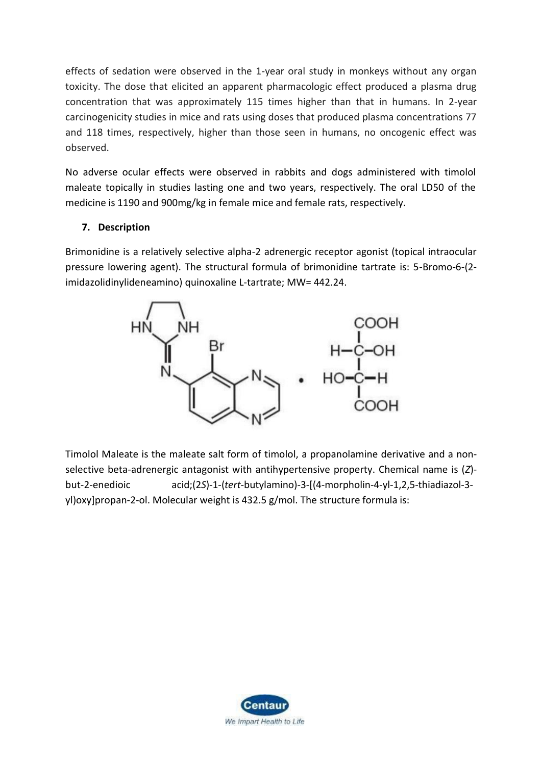effects of sedation were observed in the 1-year oral study in monkeys without any organ toxicity. The dose that elicited an apparent pharmacologic effect produced a plasma drug concentration that was approximately 115 times higher than that in humans. In 2-year carcinogenicity studies in mice and rats using doses that produced plasma concentrations 77 and 118 times, respectively, higher than those seen in humans, no oncogenic effect was observed.

No adverse ocular effects were observed in rabbits and dogs administered with timolol maleate topically in studies lasting one and two years, respectively. The oral LD50 of the medicine is 1190 and 900mg/kg in female mice and female rats, respectively.

## 7. Description

Brimonidine is a relatively selective alpha-2 adrenergic receptor agonist (topical intraocular pressure lowering agent). The structural formula of brimonidine tartrate is: 5-Bromo-6-(2-imidazolidinylideneamino) quinoxaline L-tartrate; MW= 442.24.

Timolol Maleate is the maleate salt form of timolol, a propanolamine derivative and a non-selective beta-adrenergic antagonist with antihypertensive property. Chemical name is (*Z*)-but-2-enedioic acid;(2*S*)-1-(*tert*-butylamino)-3-[(4-morpholin-4-yl-1,2,5-thiadiazol-3-yl)oxy]propan-2-ol. Molecular weight is 432.5 g/mol. The structure formula is: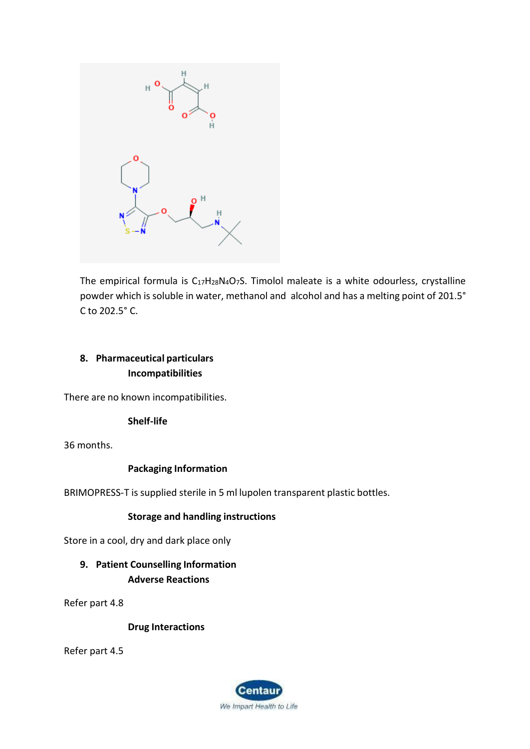The empirical formula is $C_{17}H_{28}N_4O_7S$. Timolol maleate is a white odourless, crystalline powder which is soluble in water, methanol and alcohol and has a melting point of 201.5° C to 202.5° C.

**8. Pharmaceutical particulars**

**Incompatibilities**

There are no known incompatibilities.

**Shelf-life**

36 months.

**Packaging Information**

BRIMOPRESS-T is supplied sterile in 5 ml lupolen transparent plastic bottles.

**Storage and handling instructions**

Store in a cool, dry and dark place only

**9. Patient Counselling Information**

**Adverse Reactions**

Refer part 4.8

**Drug Interactions**

Refer part 4.5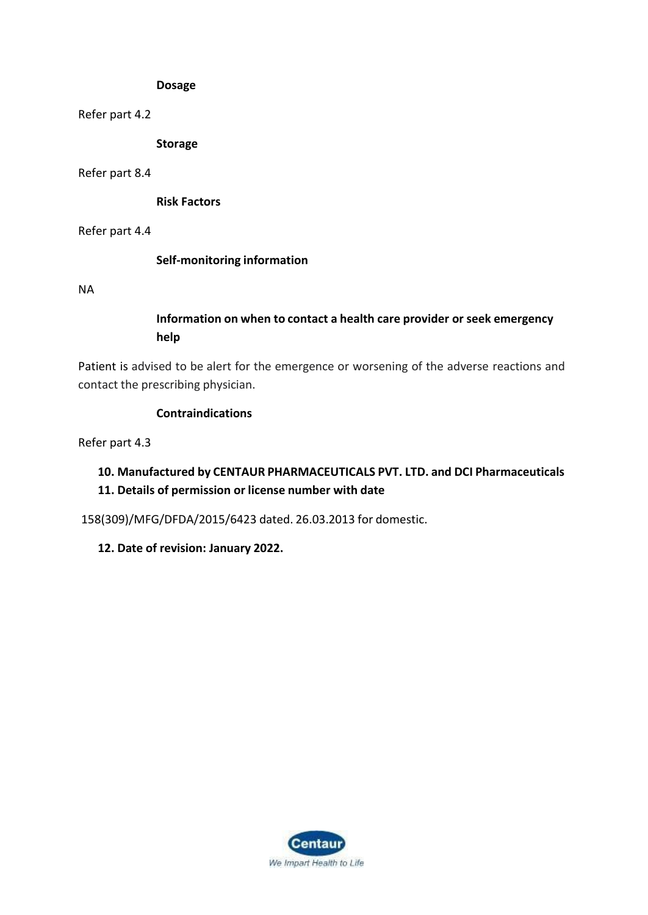**Dosage**

Refer part 4.2

**Storage**

Refer part 8.4

**Risk Factors**

Refer part 4.4

**Self-monitoring information**

NA

**Information on when to contact a health care provider or seek emergency help**

Patient is advised to be alert for the emergence or worsening of the adverse reactions and contact the prescribing physician.

**Contraindications**

Refer part 4.3

**10. Manufactured by CENTAUR PHARMACEUTICALS PVT. LTD. and DCI Pharmaceuticals**

**11. Details of permission or license number with date**

158(309)/MFG/DFDA/2015/6423 dated. 26.03.2013 for domestic.

**12. Date of revision: January 2022.**